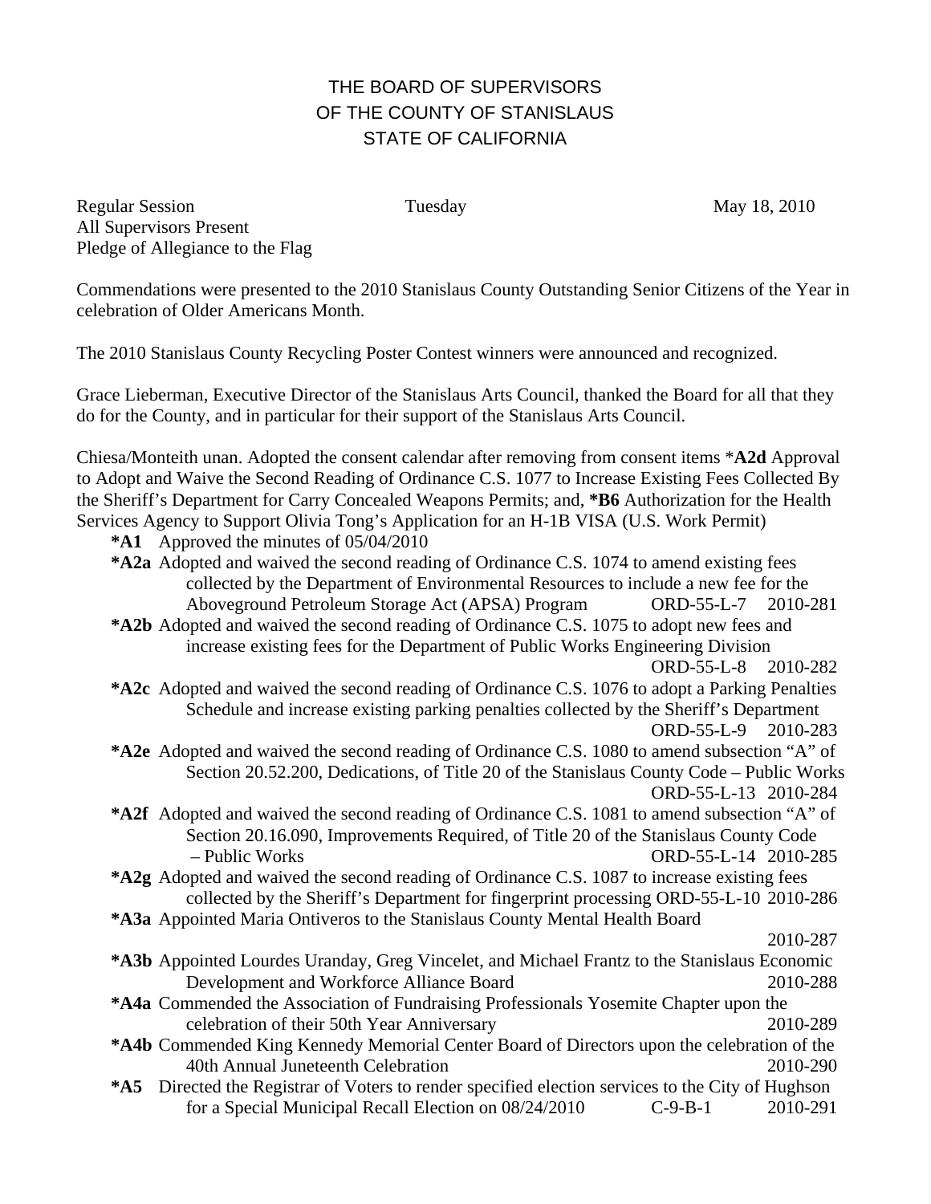# THE BOARD OF SUPERVISORS
# OF THE COUNTY OF STANISLAUS
# STATE OF CALIFORNIA

Regular Session Tuesday May 18, 2010
All Supervisors Present
Pledge of Allegiance to the Flag

Commendations were presented to the 2010 Stanislaus County Outstanding Senior Citizens of the Year in celebration of Older Americans Month.

The 2010 Stanislaus County Recycling Poster Contest winners were announced and recognized.

Grace Lieberman, Executive Director of the Stanislaus Arts Council, thanked the Board for all that they do for the County, and in particular for their support of the Stanislaus Arts Council.

Chiesa/Monteith unan. Adopted the consent calendar after removing from consent items ***A2d** Approval to Adopt and Waive the Second Reading of Ordinance C.S. 1077 to Increase Existing Fees Collected By the Sheriff's Department for Carry Concealed Weapons Permits; and, ***B6** Authorization for the Health Services Agency to Support Olivia Tong's Application for an H-1B VISA (U.S. Work Permit)

- ***A1** Approved the minutes of 05/04/2010
- ***A2a** Adopted and waived the second reading of Ordinance C.S. 1074 to amend existing fees collected by the Department of Environmental Resources to include a new fee for the Aboveground Petroleum Storage Act (APSA) Program ORD-55-L-7 2010-281
- ***A2b** Adopted and waived the second reading of Ordinance C.S. 1075 to adopt new fees and increase existing fees for the Department of Public Works Engineering Division ORD-55-L-8 2010-282
- ***A2c** Adopted and waived the second reading of Ordinance C.S. 1076 to adopt a Parking Penalties Schedule and increase existing parking penalties collected by the Sheriff's Department ORD-55-L-9 2010-283
- ***A2e** Adopted and waived the second reading of Ordinance C.S. 1080 to amend subsection "A" of Section 20.52.200, Dedications, of Title 20 of the Stanislaus County Code – Public Works ORD-55-L-13 2010-284
- ***A2f** Adopted and waived the second reading of Ordinance C.S. 1081 to amend subsection "A" of Section 20.16.090, Improvements Required, of Title 20 of the Stanislaus County Code – Public Works ORD-55-L-14 2010-285
- ***A2g** Adopted and waived the second reading of Ordinance C.S. 1087 to increase existing fees collected by the Sheriff's Department for fingerprint processing ORD-55-L-10 2010-286
- ***A3a** Appointed Maria Ontiveros to the Stanislaus County Mental Health Board 2010-287
- ***A3b** Appointed Lourdes Uranday, Greg Vincelet, and Michael Frantz to the Stanislaus Economic Development and Workforce Alliance Board 2010-288
- ***A4a** Commended the Association of Fundraising Professionals Yosemite Chapter upon the celebration of their 50th Year Anniversary 2010-289
- ***A4b** Commended King Kennedy Memorial Center Board of Directors upon the celebration of the 40th Annual Juneteenth Celebration 2010-290
- ***A5** Directed the Registrar of Voters to render specified election services to the City of Hughson for a Special Municipal Recall Election on 08/24/2010 C-9-B-1 2010-291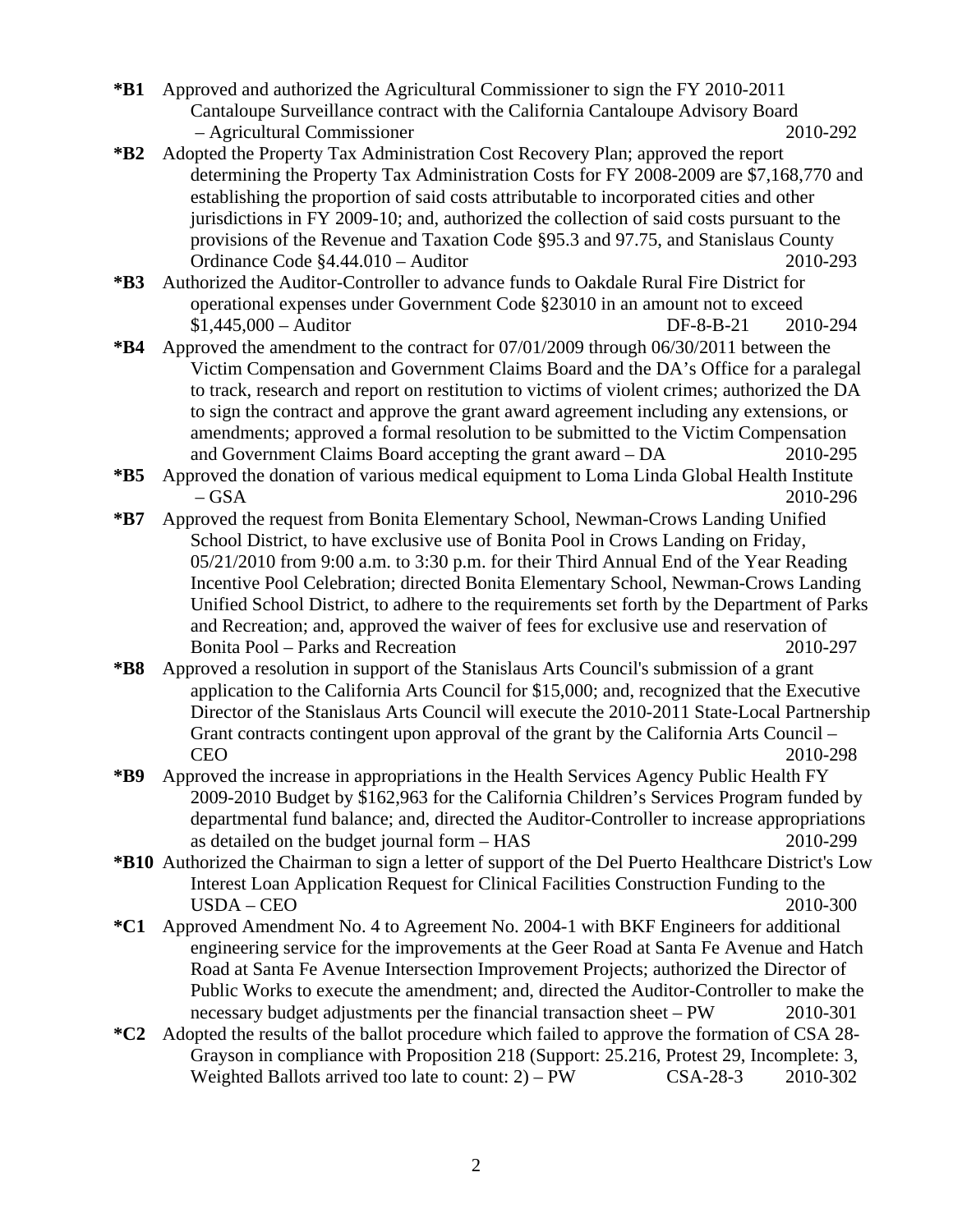**\*B1** Approved and authorized the Agricultural Commissioner to sign the FY 2010-2011 Cantaloupe Surveillance contract with the California Cantaloupe Advisory Board – Agricultural Commissioner 2010-292

**\*B2** Adopted the Property Tax Administration Cost Recovery Plan; approved the report determining the Property Tax Administration Costs for FY 2008-2009 are $7,168,770 and establishing the proportion of said costs attributable to incorporated cities and other jurisdictions in FY 2009-10; and, authorized the collection of said costs pursuant to the provisions of the Revenue and Taxation Code §95.3 and 97.75, and Stanislaus County Ordinance Code §4.44.010 – Auditor 2010-293

**\*B3** Authorized the Auditor-Controller to advance funds to Oakdale Rural Fire District for operational expenses under Government Code §23010 in an amount not to exceed $1,445,000 – Auditor DF-8-B-21 2010-294

**\*B4** Approved the amendment to the contract for 07/01/2009 through 06/30/2011 between the Victim Compensation and Government Claims Board and the DA's Office for a paralegal to track, research and report on restitution to victims of violent crimes; authorized the DA to sign the contract and approve the grant award agreement including any extensions, or amendments; approved a formal resolution to be submitted to the Victim Compensation and Government Claims Board accepting the grant award – DA 2010-295

**\*B5** Approved the donation of various medical equipment to Loma Linda Global Health Institute – GSA 2010-296

**\*B7** Approved the request from Bonita Elementary School, Newman-Crows Landing Unified School District, to have exclusive use of Bonita Pool in Crows Landing on Friday, 05/21/2010 from 9:00 a.m. to 3:30 p.m. for their Third Annual End of the Year Reading Incentive Pool Celebration; directed Bonita Elementary School, Newman-Crows Landing Unified School District, to adhere to the requirements set forth by the Department of Parks and Recreation; and, approved the waiver of fees for exclusive use and reservation of Bonita Pool – Parks and Recreation 2010-297

**\*B8** Approved a resolution in support of the Stanislaus Arts Council's submission of a grant application to the California Arts Council for $15,000; and, recognized that the Executive Director of the Stanislaus Arts Council will execute the 2010-2011 State-Local Partnership Grant contracts contingent upon approval of the grant by the California Arts Council – CEO 2010-298

**\*B9** Approved the increase in appropriations in the Health Services Agency Public Health FY 2009-2010 Budget by $162,963 for the California Children's Services Program funded by departmental fund balance; and, directed the Auditor-Controller to increase appropriations as detailed on the budget journal form – HAS 2010-299

**\*B10** Authorized the Chairman to sign a letter of support of the Del Puerto Healthcare District's Low Interest Loan Application Request for Clinical Facilities Construction Funding to the USDA – CEO 2010-300

**\*C1** Approved Amendment No. 4 to Agreement No. 2004-1 with BKF Engineers for additional engineering service for the improvements at the Geer Road at Santa Fe Avenue and Hatch Road at Santa Fe Avenue Intersection Improvement Projects; authorized the Director of Public Works to execute the amendment; and, directed the Auditor-Controller to make the necessary budget adjustments per the financial transaction sheet – PW 2010-301

**\*C2** Adopted the results of the ballot procedure which failed to approve the formation of CSA 28-Grayson in compliance with Proposition 218 (Support: 25.216, Protest 29, Incomplete: 3, Weighted Ballots arrived too late to count: 2) – PW CSA-28-3 2010-302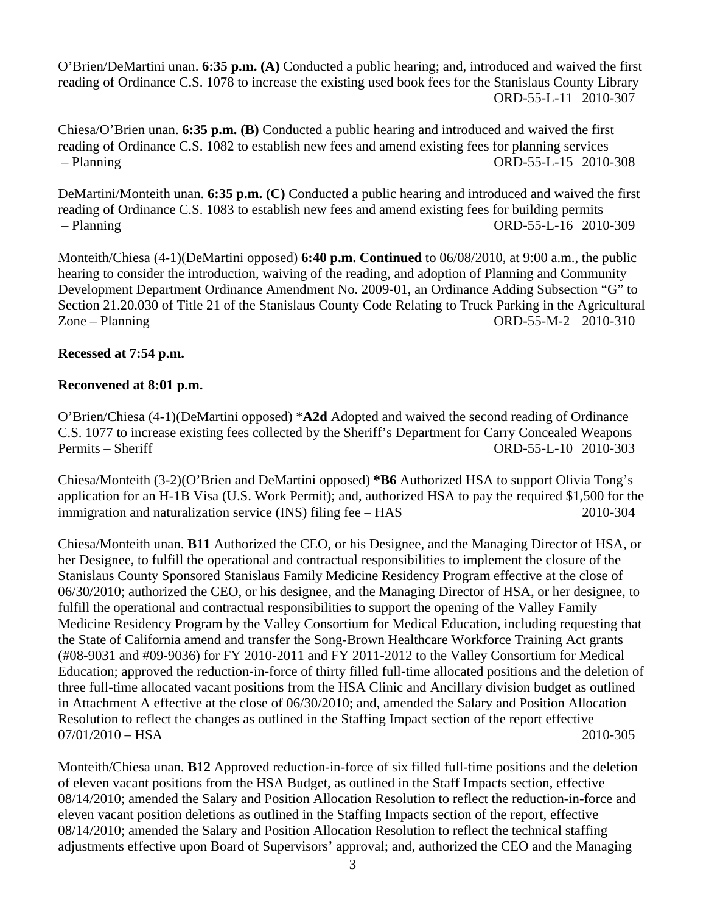O'Brien/DeMartini unan. **6:35 p.m. (A)** Conducted a public hearing; and, introduced and waived the first reading of Ordinance C.S. 1078 to increase the existing used book fees for the Stanislaus County Library ORD-55-L-11 2010-307

Chiesa/O'Brien unan. **6:35 p.m. (B)** Conducted a public hearing and introduced and waived the first reading of Ordinance C.S. 1082 to establish new fees and amend existing fees for planning services – Planning ORD-55-L-15 2010-308

DeMartini/Monteith unan. **6:35 p.m. (C)** Conducted a public hearing and introduced and waived the first reading of Ordinance C.S. 1083 to establish new fees and amend existing fees for building permits – Planning ORD-55-L-16 2010-309

Monteith/Chiesa (4-1)(DeMartini opposed) **6:40 p.m. Continued** to 06/08/2010, at 9:00 a.m., the public hearing to consider the introduction, waiving of the reading, and adoption of Planning and Community Development Department Ordinance Amendment No. 2009-01, an Ordinance Adding Subsection "G" to Section 21.20.030 of Title 21 of the Stanislaus County Code Relating to Truck Parking in the Agricultural Zone – Planning ORD-55-M-2 2010-310

**Recessed at 7:54 p.m.**

**Reconvened at 8:01 p.m.**

O'Brien/Chiesa (4-1)(DeMartini opposed) ***A2d** Adopted and waived the second reading of Ordinance C.S. 1077 to increase existing fees collected by the Sheriff's Department for Carry Concealed Weapons Permits – Sheriff ORD-55-L-10 2010-303

Chiesa/Monteith (3-2)(O'Brien and DeMartini opposed) ***B6** Authorized HSA to support Olivia Tong's application for an H-1B Visa (U.S. Work Permit); and, authorized HSA to pay the required $1,500 for the immigration and naturalization service (INS) filing fee – HAS 2010-304

Chiesa/Monteith unan. **B11** Authorized the CEO, or his Designee, and the Managing Director of HSA, or her Designee, to fulfill the operational and contractual responsibilities to implement the closure of the Stanislaus County Sponsored Stanislaus Family Medicine Residency Program effective at the close of 06/30/2010; authorized the CEO, or his designee, and the Managing Director of HSA, or her designee, to fulfill the operational and contractual responsibilities to support the opening of the Valley Family Medicine Residency Program by the Valley Consortium for Medical Education, including requesting that the State of California amend and transfer the Song-Brown Healthcare Workforce Training Act grants (#08-9031 and #09-9036) for FY 2010-2011 and FY 2011-2012 to the Valley Consortium for Medical Education; approved the reduction-in-force of thirty filled full-time allocated positions and the deletion of three full-time allocated vacant positions from the HSA Clinic and Ancillary division budget as outlined in Attachment A effective at the close of 06/30/2010; and, amended the Salary and Position Allocation Resolution to reflect the changes as outlined in the Staffing Impact section of the report effective 07/01/2010 – HSA 2010-305

Monteith/Chiesa unan. **B12** Approved reduction-in-force of six filled full-time positions and the deletion of eleven vacant positions from the HSA Budget, as outlined in the Staff Impacts section, effective 08/14/2010; amended the Salary and Position Allocation Resolution to reflect the reduction-in-force and eleven vacant position deletions as outlined in the Staffing Impacts section of the report, effective 08/14/2010; amended the Salary and Position Allocation Resolution to reflect the technical staffing adjustments effective upon Board of Supervisors' approval; and, authorized the CEO and the Managing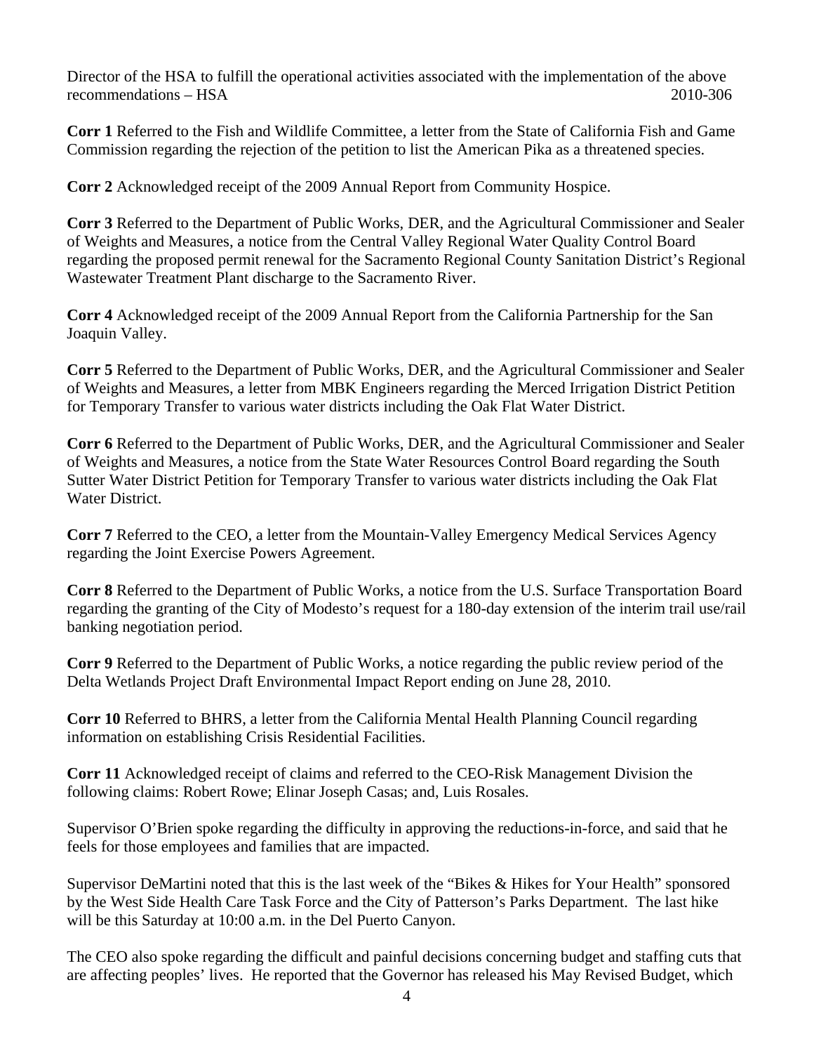Director of the HSA to fulfill the operational activities associated with the implementation of the above recommendations – HSA 2010-306

**Corr 1** Referred to the Fish and Wildlife Committee, a letter from the State of California Fish and Game Commission regarding the rejection of the petition to list the American Pika as a threatened species.

**Corr 2** Acknowledged receipt of the 2009 Annual Report from Community Hospice.

**Corr 3** Referred to the Department of Public Works, DER, and the Agricultural Commissioner and Sealer of Weights and Measures, a notice from the Central Valley Regional Water Quality Control Board regarding the proposed permit renewal for the Sacramento Regional County Sanitation District's Regional Wastewater Treatment Plant discharge to the Sacramento River.

**Corr 4** Acknowledged receipt of the 2009 Annual Report from the California Partnership for the San Joaquin Valley.

**Corr 5** Referred to the Department of Public Works, DER, and the Agricultural Commissioner and Sealer of Weights and Measures, a letter from MBK Engineers regarding the Merced Irrigation District Petition for Temporary Transfer to various water districts including the Oak Flat Water District.

**Corr 6** Referred to the Department of Public Works, DER, and the Agricultural Commissioner and Sealer of Weights and Measures, a notice from the State Water Resources Control Board regarding the South Sutter Water District Petition for Temporary Transfer to various water districts including the Oak Flat Water District.

**Corr 7** Referred to the CEO, a letter from the Mountain-Valley Emergency Medical Services Agency regarding the Joint Exercise Powers Agreement.

**Corr 8** Referred to the Department of Public Works, a notice from the U.S. Surface Transportation Board regarding the granting of the City of Modesto's request for a 180-day extension of the interim trail use/rail banking negotiation period.

**Corr 9** Referred to the Department of Public Works, a notice regarding the public review period of the Delta Wetlands Project Draft Environmental Impact Report ending on June 28, 2010.

**Corr 10** Referred to BHRS, a letter from the California Mental Health Planning Council regarding information on establishing Crisis Residential Facilities.

**Corr 11** Acknowledged receipt of claims and referred to the CEO-Risk Management Division the following claims: Robert Rowe; Elinar Joseph Casas; and, Luis Rosales.

Supervisor O'Brien spoke regarding the difficulty in approving the reductions-in-force, and said that he feels for those employees and families that are impacted.

Supervisor DeMartini noted that this is the last week of the "Bikes & Hikes for Your Health" sponsored by the West Side Health Care Task Force and the City of Patterson's Parks Department. The last hike will be this Saturday at 10:00 a.m. in the Del Puerto Canyon.

The CEO also spoke regarding the difficult and painful decisions concerning budget and staffing cuts that are affecting peoples' lives. He reported that the Governor has released his May Revised Budget, which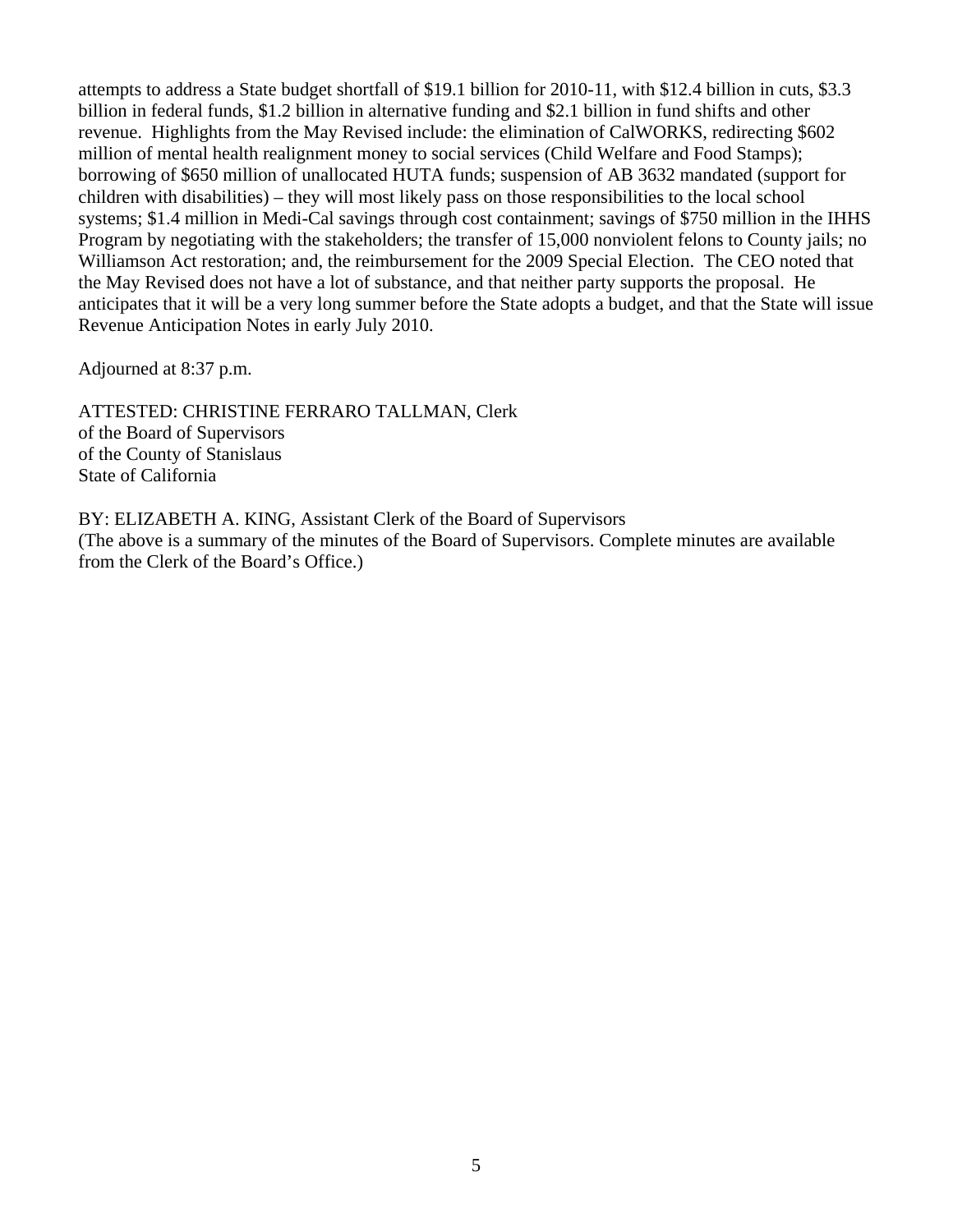attempts to address a State budget shortfall of $19.1 billion for 2010-11, with $12.4 billion in cuts, $3.3 billion in federal funds, $1.2 billion in alternative funding and $2.1 billion in fund shifts and other revenue. Highlights from the May Revised include: the elimination of CalWORKS, redirecting $602 million of mental health realignment money to social services (Child Welfare and Food Stamps); borrowing of $650 million of unallocated HUTA funds; suspension of AB 3632 mandated (support for children with disabilities) – they will most likely pass on those responsibilities to the local school systems; $1.4 million in Medi-Cal savings through cost containment; savings of $750 million in the IHHS Program by negotiating with the stakeholders; the transfer of 15,000 nonviolent felons to County jails; no Williamson Act restoration; and, the reimbursement for the 2009 Special Election. The CEO noted that the May Revised does not have a lot of substance, and that neither party supports the proposal. He anticipates that it will be a very long summer before the State adopts a budget, and that the State will issue Revenue Anticipation Notes in early July 2010.

Adjourned at 8:37 p.m.

ATTESTED: CHRISTINE FERRARO TALLMAN, Clerk
of the Board of Supervisors
of the County of Stanislaus
State of California

BY: ELIZABETH A. KING, Assistant Clerk of the Board of Supervisors
(The above is a summary of the minutes of the Board of Supervisors. Complete minutes are available from the Clerk of the Board's Office.)